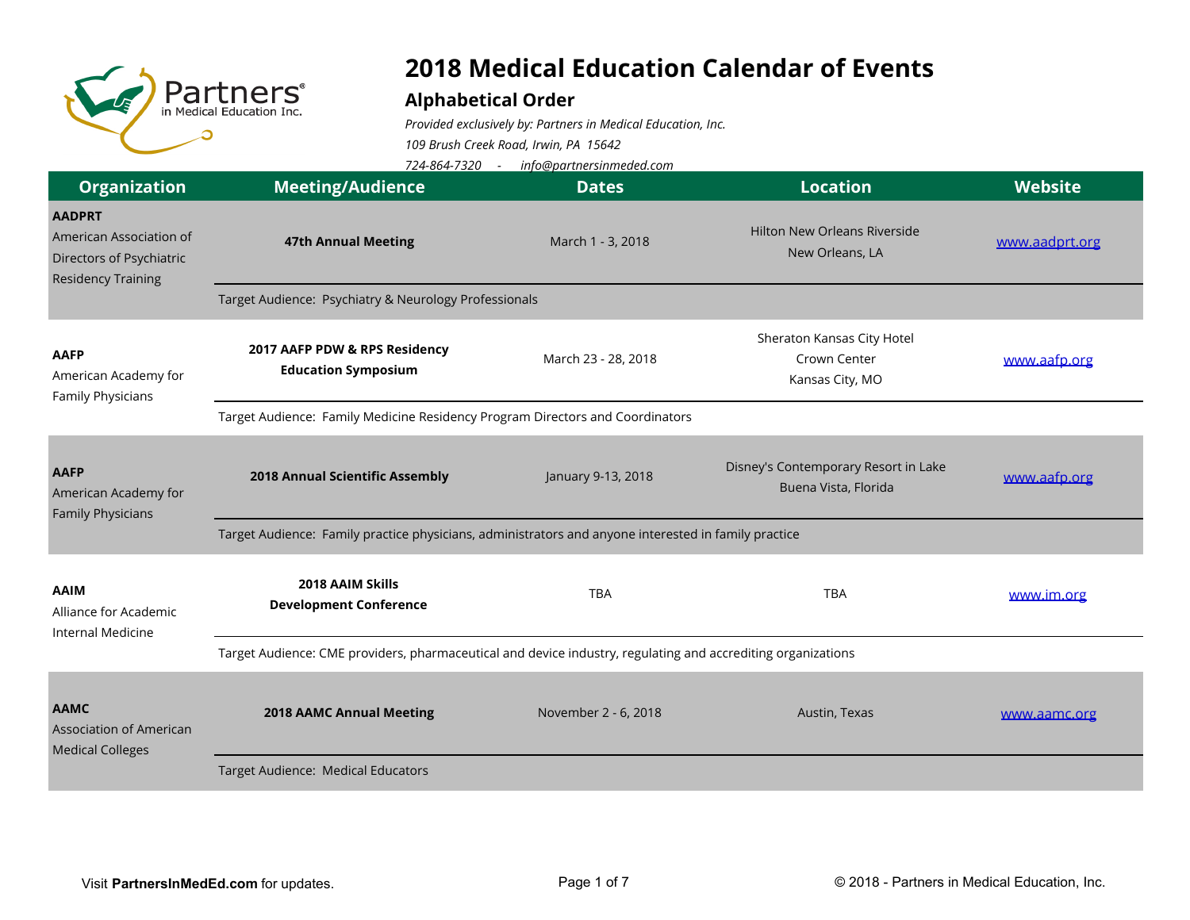# 2018 Medical Education Calendar of Events

## Alphabetical Order

*Provided exclusively by: Partners in Medical Education, Inc.*

*109 Brush Creek Road, Irwin, PA 15642*

*724-864-7320 - info@partnersinmeded.com*

| Organization | Meeting/Audience | Dates | Location | Website |
|---|---|---|---|---|
| **AADPRT** American Association of Directors of Psychiatric Residency Training | **47th Annual Meeting** | March 1 - 3, 2018 | Hilton New Orleans Riverside New Orleans, LA | www.aadprt.org |
| | Target Audience: Psychiatry & Neurology Professionals | | | |
| **AAFP** American Academy for Family Physicians | **2017 AAFP PDW & RPS Residency Education Symposium** | March 23 - 28, 2018 | Sheraton Kansas City Hotel Crown Center Kansas City, MO | www.aafp.org |
| | Target Audience: Family Medicine Residency Program Directors and Coordinators | | | |
| **AAFP** American Academy for Family Physicians | **2018 Annual Scientific Assembly** | January 9-13, 2018 | Disney's Contemporary Resort in Lake Buena Vista, Florida | www.aafp.org |
| | Target Audience: Family practice physicians, administrators and anyone interested in family practice | | | |
| **AAIM** Alliance for Academic Internal Medicine | **2018 AAIM Skills Development Conference** | TBA | TBA | www.im.org |
| | Target Audience: CME providers, pharmaceutical and device industry, regulating and accrediting organizations | | | |
| **AAMC** Association of American Medical Colleges | **2018 AAMC Annual Meeting** | November 2 - 6, 2018 | Austin, Texas | www.aamc.org |
| | Target Audience: Medical Educators | | | |

Visit **PartnersInMedEd.com** for updates.

© 2018 - Partners in Medical Education, Inc.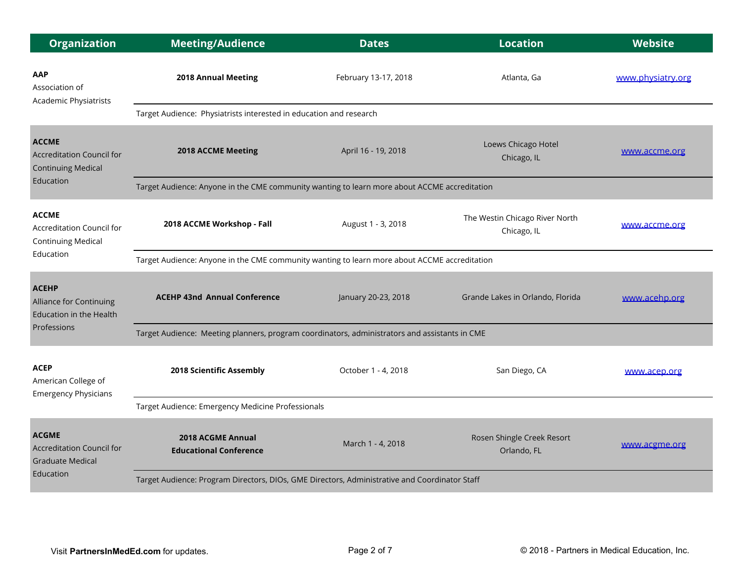| Organization | Meeting/Audience | Dates | Location | Website |
|---|---|---|---|---|
| **AAP** Association of Academic Physiatrists | **2018 Annual Meeting** | February 13-17, 2018 | Atlanta, Ga | www.physiatry.org |
| | Target Audience: Physiatrists interested in education and research | | | |
| **ACCME** Accreditation Council for Continuing Medical Education | **2018 ACCME Meeting** | April 16 - 19, 2018 | Loews Chicago Hotel Chicago, IL | www.accme.org |
| | Target Audience: Anyone in the CME community wanting to learn more about ACCME accreditation | | | |
| **ACCME** Accreditation Council for Continuing Medical Education | **2018 ACCME Workshop - Fall** | August 1 - 3, 2018 | The Westin Chicago River North Chicago, IL | www.accme.org |
| | Target Audience: Anyone in the CME community wanting to learn more about ACCME accreditation | | | |
| **ACEHP** Alliance for Continuing Education in the Health Professions | **ACEHP 43nd Annual Conference** | January 20-23, 2018 | Grande Lakes in Orlando, Florida | www.acehp.org |
| | Target Audience: Meeting planners, program coordinators, administrators and assistants in CME | | | |
| **ACEP** American College of Emergency Physicians | **2018 Scientific Assembly** | October 1 - 4, 2018 | San Diego, CA | www.acep.org |
| | Target Audience: Emergency Medicine Professionals | | | |
| **ACGME** Accreditation Council for Graduate Medical Education | **2018 ACGME Annual Educational Conference** | March 1 - 4, 2018 | Rosen Shingle Creek Resort Orlando, FL | www.acgme.org |
| | Target Audience: Program Directors, DIOs, GME Directors, Administrative and Coordinator Staff | | | |

Visit **PartnersInMedEd.com** for updates.

© 2018 - Partners in Medical Education, Inc.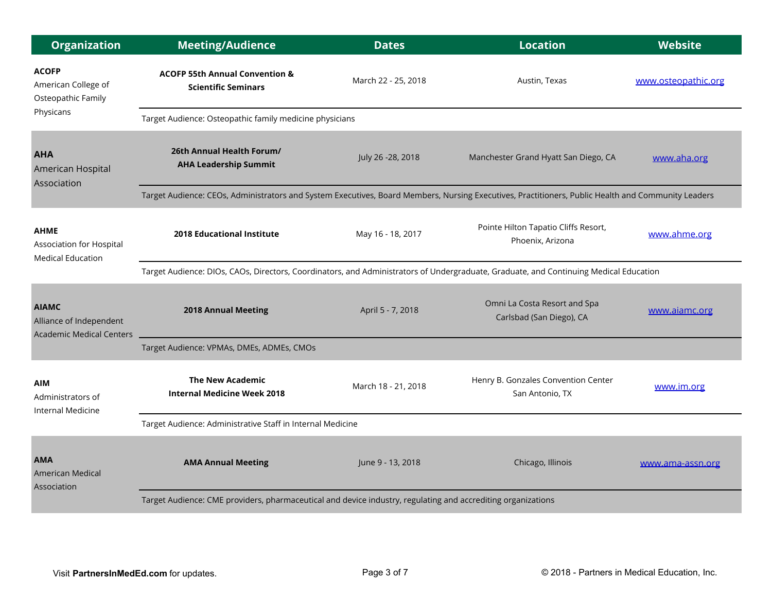| Organization | Meeting/Audience | Dates | Location | Website |
|---|---|---|---|---|
| **ACOFP** American College of Osteopathic Family Physicans | **ACOFP 55th Annual Convention & Scientific Seminars** | March 22 - 25, 2018 | Austin, Texas | [www.osteopathic.org](www.osteopathic.org) |
| | Target Audience: Osteopathic family medicine physicians | | | |
| **AHA** American Hospital Association | **26th Annual Health Forum/ AHA Leadership Summit** | July 26 -28, 2018 | Manchester Grand Hyatt San Diego, CA | [www.aha.org](www.aha.org) |
| | Target Audience: CEOs, Administrators and System Executives, Board Members, Nursing Executives, Practitioners, Public Health and Community Leaders | | | |
| **AHME** Association for Hospital Medical Education | **2018 Educational Institute** | May 16 - 18, 2017 | Pointe Hilton Tapatio Cliffs Resort, Phoenix, Arizona | [www.ahme.org](www.ahme.org) |
| | Target Audience: DIOs, CAOs, Directors, Coordinators, and Administrators of Undergraduate, Graduate, and Continuing Medical Education | | | |
| **AIAMC** Alliance of Independent Academic Medical Centers | **2018 Annual Meeting** | April 5 - 7, 2018 | Omni La Costa Resort and Spa Carlsbad (San Diego), CA | [www.aiamc.org](www.aiamc.org) |
| | Target Audience: VPMAs, DMEs, ADMEs, CMOs | | | |
| **AIM** Administrators of Internal Medicine | **The New Academic Internal Medicine Week 2018** | March 18 - 21, 2018 | Henry B. Gonzales Convention Center San Antonio, TX | [www.im.org](www.im.org) |
| | Target Audience: Administrative Staff in Internal Medicine | | | |
| **AMA** American Medical Association | **AMA Annual Meeting** | June 9 - 13, 2018 | Chicago, Illinois | [www.ama-assn.org](www.ama-assn.org) |
| | Target Audience: CME providers, pharmaceutical and device industry, regulating and accrediting organizations | | | |

Visit **PartnersInMedEd.com** for updates.

© 2018 - Partners in Medical Education, Inc.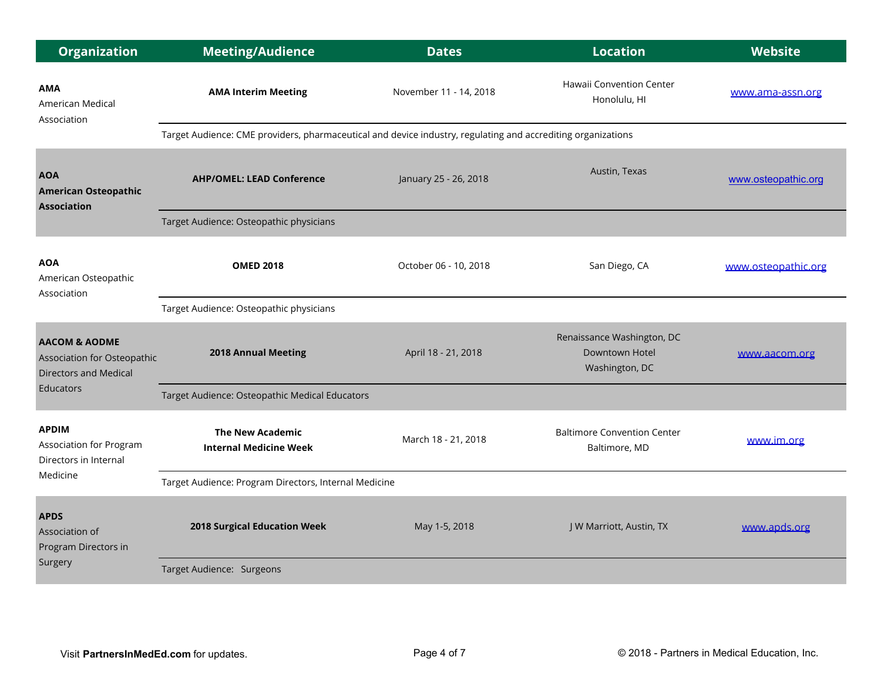| Organization | Meeting/Audience | Dates | Location | Website |
|---|---|---|---|---|
| **AMA** American Medical Association | **AMA Interim Meeting** | November 11 - 14, 2018 | Hawaii Convention Center Honolulu, HI | www.ama-assn.org |
| | Target Audience: CME providers, pharmaceutical and device industry, regulating and accrediting organizations | | | |
| **AOA American Osteopathic Association** | **AHP/OMEL: LEAD Conference** | January 25 - 26, 2018 | Austin, Texas | www.osteopathic.org |
| | Target Audience: Osteopathic physicians | | | |
| **AOA** American Osteopathic Association | **OMED 2018** | October 06 - 10, 2018 | San Diego, CA | www.osteopathic.org |
| | Target Audience: Osteopathic physicians | | | |
| **AACOM & AODME** Association for Osteopathic Directors and Medical Educators | **2018 Annual Meeting** | April 18 - 21, 2018 | Renaissance Washington, DC Downtown Hotel Washington, DC | www.aacom.org |
| | Target Audience: Osteopathic Medical Educators | | | |
| **APDIM** Association for Program Directors in Internal Medicine | **The New Academic Internal Medicine Week** | March 18 - 21, 2018 | Baltimore Convention Center Baltimore, MD | www.im.org |
| | Target Audience: Program Directors, Internal Medicine | | | |
| **APDS** Association of Program Directors in Surgery | **2018 Surgical Education Week** | May 1-5, 2018 | J W Marriott, Austin, TX | www.apds.org |
| | Target Audience: Surgeons | | | |

Visit **PartnersInMedEd.com** for updates.

© 2018 - Partners in Medical Education, Inc.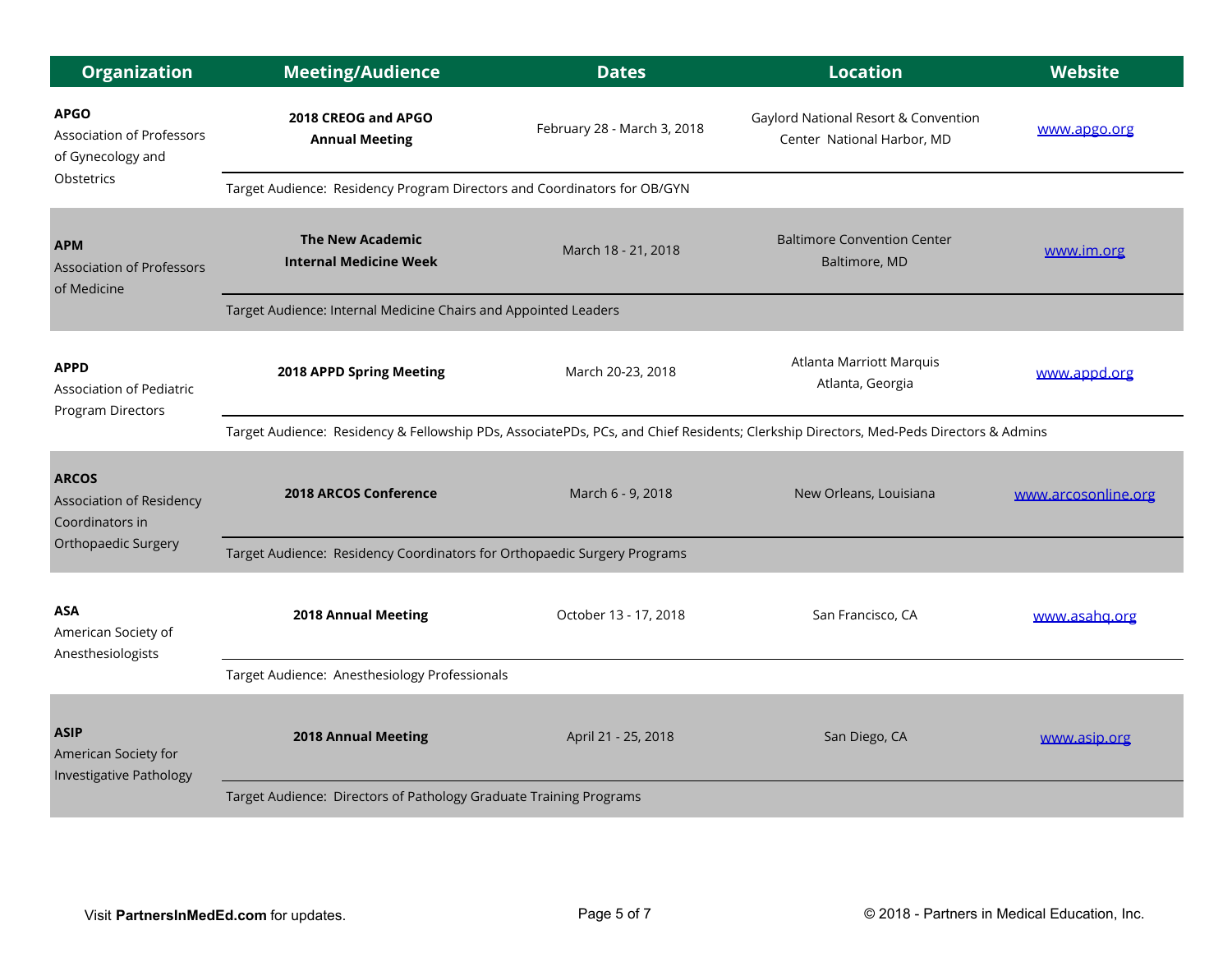| Organization | Meeting/Audience | Dates | Location | Website |
|---|---|---|---|---|
| **APGO** Association of Professors of Gynecology and Obstetrics | **2018 CREOG and APGO Annual Meeting** | February 28 - March 3, 2018 | Gaylord National Resort & Convention Center National Harbor, MD | www.apgo.org |
| | Target Audience: Residency Program Directors and Coordinators for OB/GYN | | | |
| **APM** Association of Professors of Medicine | **The New Academic Internal Medicine Week** | March 18 - 21, 2018 | Baltimore Convention Center Baltimore, MD | www.im.org |
| | Target Audience: Internal Medicine Chairs and Appointed Leaders | | | |
| **APPD** Association of Pediatric Program Directors | **2018 APPD Spring Meeting** | March 20-23, 2018 | Atlanta Marriott Marquis Atlanta, Georgia | www.appd.org |
| | Target Audience: Residency & Fellowship PDs, AssociatePDs, PCs, and Chief Residents; Clerkship Directors, Med-Peds Directors & Admins | | | |
| **ARCOS** Association of Residency Coordinators in Orthopaedic Surgery | **2018 ARCOS Conference** | March 6 - 9, 2018 | New Orleans, Louisiana | www.arcosonline.org |
| | Target Audience: Residency Coordinators for Orthopaedic Surgery Programs | | | |
| **ASA** American Society of Anesthesiologists | **2018 Annual Meeting** | October 13 - 17, 2018 | San Francisco, CA | www.asahq.org |
| | Target Audience: Anesthesiology Professionals | | | |
| **ASIP** American Society for Investigative Pathology | **2018 Annual Meeting** | April 21 - 25, 2018 | San Diego, CA | www.asip.org |
| | Target Audience: Directors of Pathology Graduate Training Programs | | | |

Visit **PartnersInMedEd.com** for updates.

© 2018 - Partners in Medical Education, Inc.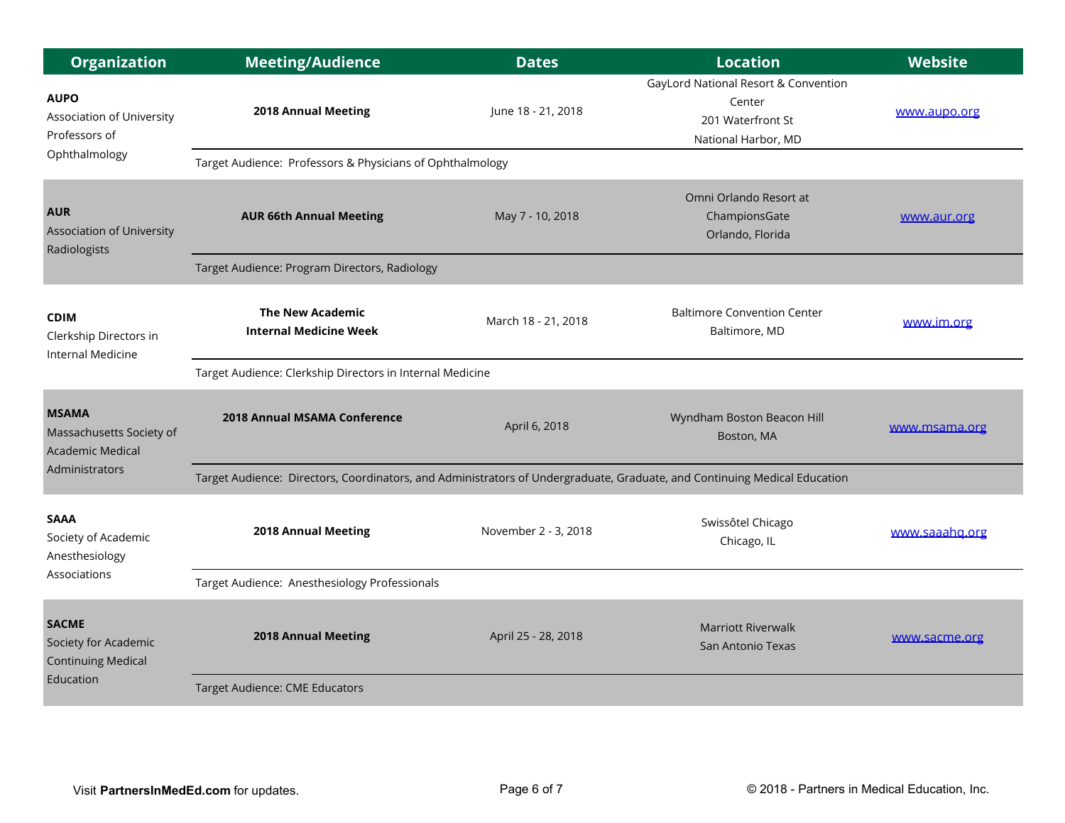| Organization | Meeting/Audience | Dates | Location | Website |
|---|---|---|---|---|
| **AUPO** Association of University Professors of Ophthalmology | **2018 Annual Meeting** | June 18 - 21, 2018 | GayLord National Resort & Convention Center 201 Waterfront St National Harbor, MD | www.aupo.org |
| | Target Audience: Professors & Physicians of Ophthalmology | | | |
| **AUR** Association of University Radiologists | **AUR 66th Annual Meeting** | May 7 - 10, 2018 | Omni Orlando Resort at ChampionsGate Orlando, Florida | www.aur.org |
| | Target Audience: Program Directors, Radiology | | | |
| **CDIM** Clerkship Directors in Internal Medicine | **The New Academic Internal Medicine Week** | March 18 - 21, 2018 | Baltimore Convention Center Baltimore, MD | www.im.org |
| | Target Audience: Clerkship Directors in Internal Medicine | | | |
| **MSAMA** Massachusetts Society of Academic Medical Administrators | **2018 Annual MSAMA Conference** | April 6, 2018 | Wyndham Boston Beacon Hill Boston, MA | www.msama.org |
| | Target Audience: Directors, Coordinators, and Administrators of Undergraduate, Graduate, and Continuing Medical Education | | | |
| **SAAA** Society of Academic Anesthesiology Associations | **2018 Annual Meeting** | November 2 - 3, 2018 | Swissôtel Chicago Chicago, IL | www.saaahq.org |
| | Target Audience: Anesthesiology Professionals | | | |
| **SACME** Society for Academic Continuing Medical Education | **2018 Annual Meeting** | April 25 - 28, 2018 | Marriott Riverwalk San Antonio Texas | www.sacme.org |
| | Target Audience: CME Educators | | | |

Visit **PartnersInMedEd.com** for updates.

© 2018 - Partners in Medical Education, Inc.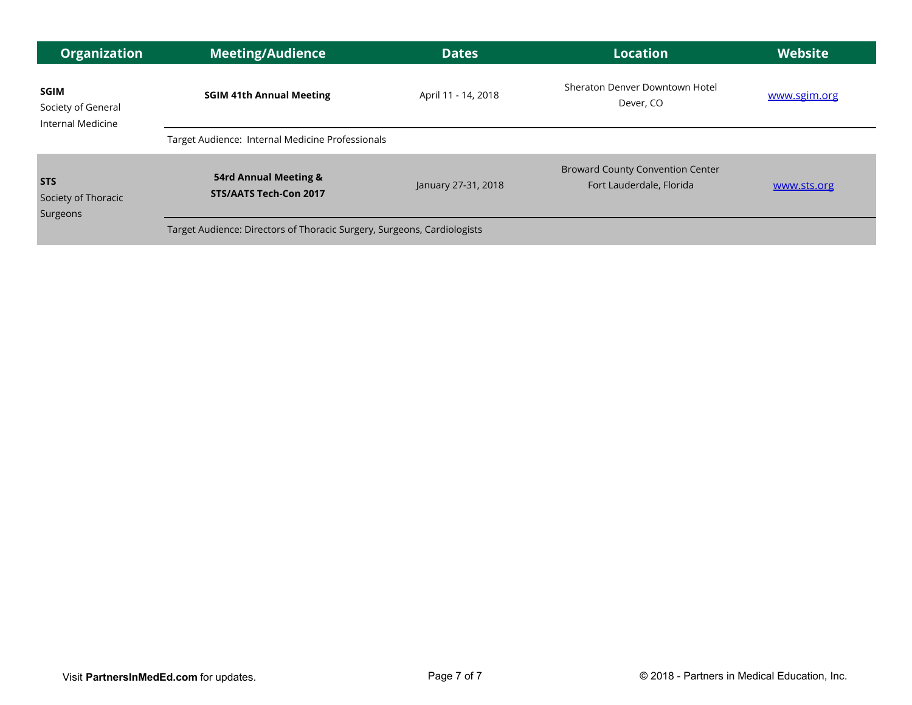| Organization | Meeting/Audience | Dates | Location | Website |
|---|---|---|---|---|
| **SGIM** Society of General Internal Medicine | **SGIM 41th Annual Meeting** | April 11 - 14, 2018 | Sheraton Denver Downtown Hotel Dever, CO | www.sgim.org |
| | Target Audience: Internal Medicine Professionals | | | |
| **STS** Society of Thoracic Surgeons | **54rd Annual Meeting & STS/AATS Tech-Con 2017** | January 27-31, 2018 | Broward County Convention Center Fort Lauderdale, Florida | www.sts.org |
| | Target Audience: Directors of Thoracic Surgery, Surgeons, Cardiologists | | | |

Visit **PartnersInMedEd.com** for updates.

© 2018 - Partners in Medical Education, Inc.